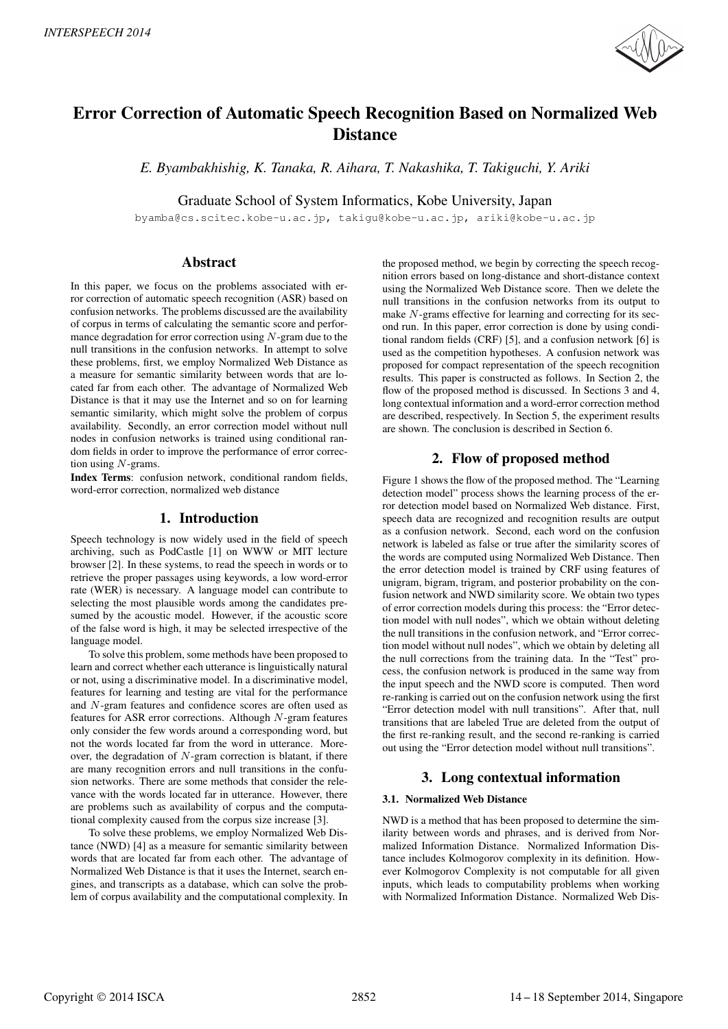# Error Correction of Automatic Speech Recognition Based on Normalized Web Distance

*E. Byambakhishig, K. Tanaka, R. Aihara, T. Nakashika, T. Takiguchi, Y. Ariki*

Graduate School of System Informatics, Kobe University, Japan

byamba@cs.scitec.kobe-u.ac.jp, takigu@kobe-u.ac.jp, ariki@kobe-u.ac.jp

## Abstract

In this paper, we focus on the problems associated with error correction of automatic speech recognition (ASR) based on confusion networks. The problems discussed are the availability of corpus in terms of calculating the semantic score and performance degradation for error correction using $N$-gram due to the null transitions in the confusion networks. In attempt to solve these problems, first, we employ Normalized Web Distance as a measure for semantic similarity between words that are located far from each other. The advantage of Normalized Web Distance is that it may use the Internet and so on for learning semantic similarity, which might solve the problem of corpus availability. Secondly, an error correction model without null nodes in confusion networks is trained using conditional random fields in order to improve the performance of error correction using $N$-grams.

**Index Terms**: confusion network, conditional random fields, word-error correction, normalized web distance

## 1. Introduction

Speech technology is now widely used in the field of speech archiving, such as PodCastle [1] on WWW or MIT lecture browser [2]. In these systems, to read the speech in words or to retrieve the proper passages using keywords, a low word-error rate (WER) is necessary. A language model can contribute to selecting the most plausible words among the candidates presumed by the acoustic model. However, if the acoustic score of the false word is high, it may be selected irrespective of the language model.

To solve this problem, some methods have been proposed to learn and correct whether each utterance is linguistically natural or not, using a discriminative model. In a discriminative model, features for learning and testing are vital for the performance and $N$-gram features and confidence scores are often used as features for ASR error corrections. Although $N$-gram features only consider the few words around a corresponding word, but not the words located far from the word in utterance. Moreover, the degradation of $N$-gram correction is blatant, if there are many recognition errors and null transitions in the confusion networks. There are some methods that consider the relevance with the words located far in utterance. However, there are problems such as availability of corpus and the computational complexity caused from the corpus size increase [3].

To solve these problems, we employ Normalized Web Distance (NWD) [4] as a measure for semantic similarity between words that are located far from each other. The advantage of Normalized Web Distance is that it uses the Internet, search engines, and transcripts as a database, which can solve the problem of corpus availability and the computational complexity. In the proposed method, we begin by correcting the speech recognition errors based on long-distance and short-distance context using the Normalized Web Distance score. Then we delete the null transitions in the confusion networks from its output to make $N$-grams effective for learning and correcting for its second run. In this paper, error correction is done by using conditional random fields (CRF) [5], and a confusion network [6] is used as the competition hypotheses. A confusion network was proposed for compact representation of the speech recognition results. This paper is constructed as follows. In Section 2, the flow of the proposed method is discussed. In Sections 3 and 4, long contextual information and a word-error correction method are described, respectively. In Section 5, the experiment results are shown. The conclusion is described in Section 6.

## 2. Flow of proposed method

Figure 1 shows the flow of the proposed method. The "Learning detection model" process shows the learning process of the error detection model based on Normalized Web distance. First, speech data are recognized and recognition results are output as a confusion network. Second, each word on the confusion network is labeled as false or true after the similarity scores of the words are computed using Normalized Web Distance. Then the error detection model is trained by CRF using features of unigram, bigram, trigram, and posterior probability on the confusion network and NWD similarity score. We obtain two types of error correction models during this process: the "Error detection model with null nodes", which we obtain without deleting the null transitions in the confusion network, and "Error correction model without null nodes", which we obtain by deleting all the null corrections from the training data. In the "Test" process, the confusion network is produced in the same way from the input speech and the NWD score is computed. Then word re-ranking is carried out on the confusion network using the first "Error detection model with null transitions". After that, null transitions that are labeled True are deleted from the output of the first re-ranking result, and the second re-ranking is carried out using the "Error detection model without null transitions".

## 3. Long contextual information

### 3.1. Normalized Web Distance

NWD is a method that has been proposed to determine the similarity between words and phrases, and is derived from Normalized Information Distance. Normalized Information Distance includes Kolmogorov complexity in its definition. However Kolmogorov Complexity is not computable for all given inputs, which leads to computability problems when working with Normalized Information Distance. Normalized Web Dis-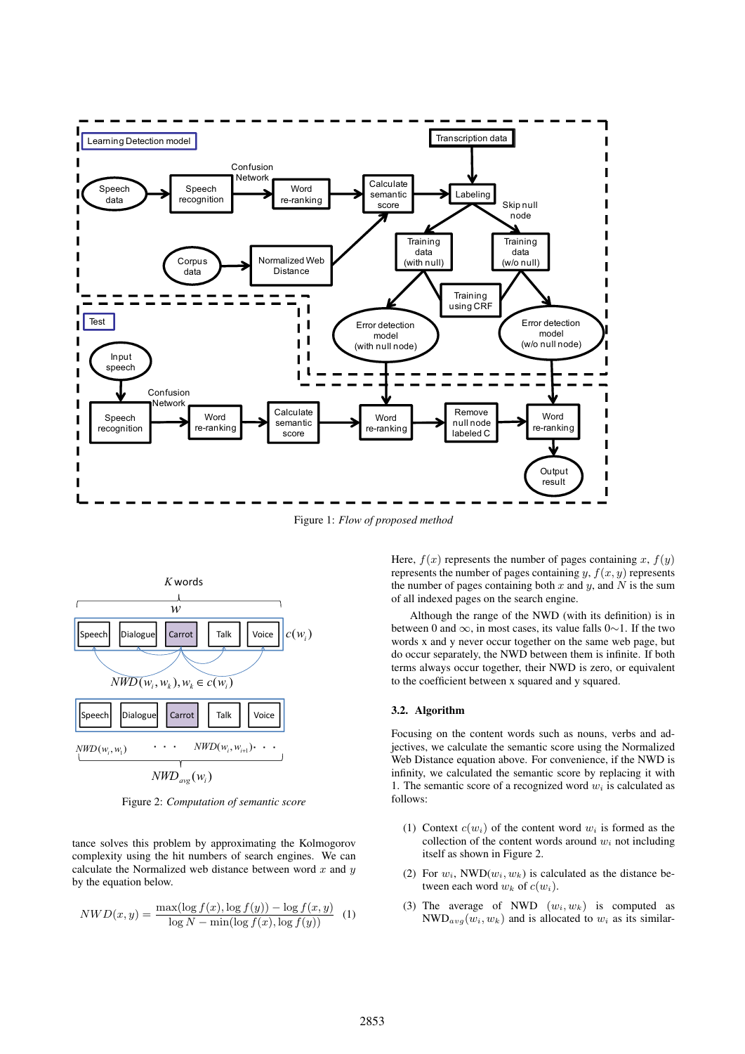Figure 1: *Flow of proposed method*

Figure 2: *Computation of semantic score*

tance solves this problem by approximating the Kolmogorov complexity using the hit numbers of search engines. We can calculate the Normalized web distance between word $x$ and $y$ by the equation below.

$$NWD(x, y) = \frac{\max(\log f(x), \log f(y)) - \log f(x, y)}{\log N - \min(\log f(x), \log f(y))} \quad (1)$$

Here, $f(x)$ represents the number of pages containing $x$, $f(y)$ represents the number of pages containing $y$, $f(x, y)$ represents the number of pages containing both $x$ and $y$, and $N$ is the sum of all indexed pages on the search engine.

Although the range of the NWD (with its definition) is in between 0 and $\infty$, in most cases, its value falls 0∼1. If the two words x and y never occur together on the same web page, but do occur separately, the NWD between them is infinite. If both terms always occur together, their NWD is zero, or equivalent to the coefficient between x squared and y squared.

### 3.2. Algorithm

Focusing on the content words such as nouns, verbs and adjectives, we calculate the semantic score using the Normalized Web Distance equation above. For convenience, if the NWD is infinity, we calculated the semantic score by replacing it with 1. The semantic score of a recognized word $w_i$ is calculated as follows:

(1) Context $c(w_i)$ of the content word $w_i$ is formed as the collection of the content words around $w_i$ not including itself as shown in Figure 2.

(2) For $w_i$, NWD$(w_i, w_k)$ is calculated as the distance between each word $w_k$ of $c(w_i)$.

(3) The average of NWD $(w_i, w_k)$ is computed as NWD$_{avg}(w_i, w_k)$ and is allocated to $w_i$ as its similar-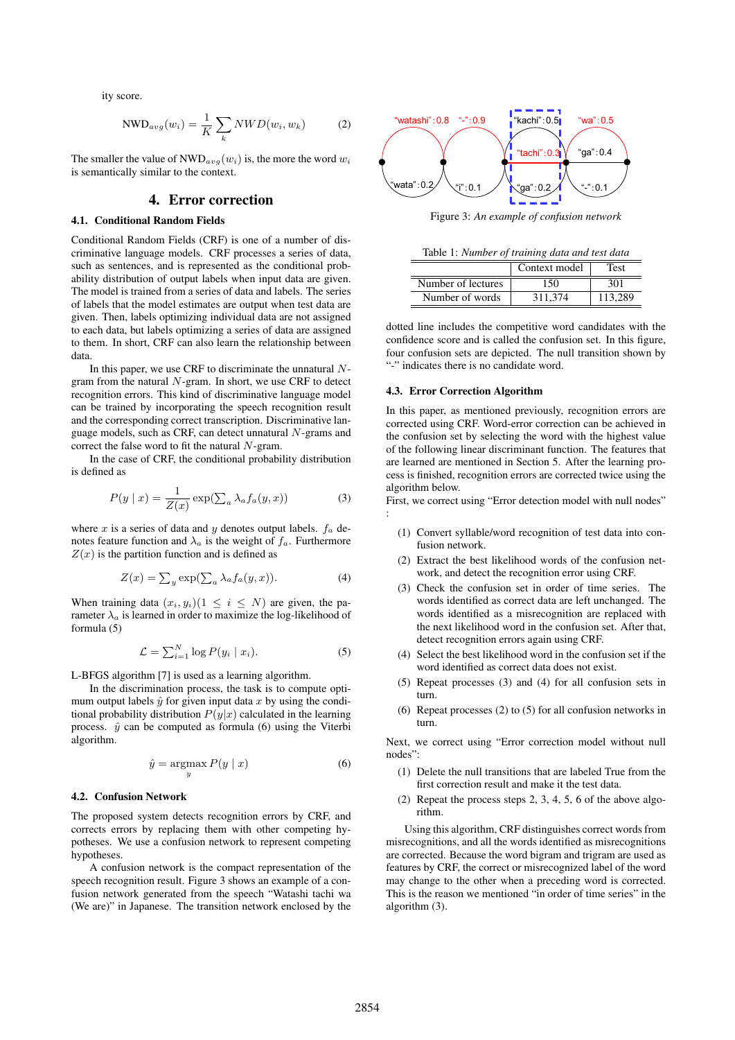ity score.

$$\text{NWD}_{avg}(w_i) = \frac{1}{K}\sum_{k} NWD(w_i, w_k) \quad (2)$$

The smaller the value of $\text{NWD}_{avg}(w_i)$ is, the more the word $w_i$ is semantically similar to the context.

## 4. Error correction

### 4.1. Conditional Random Fields

Conditional Random Fields (CRF) is one of a number of discriminative language models. CRF processes a series of data, such as sentences, and is represented as the conditional probability distribution of output labels when input data are given. The model is trained from a series of data and labels. The series of labels that the model estimates are output when test data are given. Then, labels optimizing individual data are not assigned to each data, but labels optimizing a series of data are assigned to them. In short, CRF can also learn the relationship between data.

In this paper, we use CRF to discriminate the unnatural $N$-gram from the natural $N$-gram. In short, we use CRF to detect recognition errors. This kind of discriminative language model can be trained by incorporating the speech recognition result and the corresponding correct transcription. Discriminative language models, such as CRF, can detect unnatural $N$-grams and correct the false word to fit the natural $N$-gram.

In the case of CRF, the conditional probability distribution is defined as

$$P(y \mid x) = \frac{1}{Z(x)}\exp(\textstyle\sum_a \lambda_a f_a(y, x)) \quad (3)$$

where $x$ is a series of data and $y$ denotes output labels. $f_a$ denotes feature function and $\lambda_a$ is the weight of $f_a$. Furthermore $Z(x)$ is the partition function and is defined as

$$Z(x) = \textstyle\sum_y \exp(\sum_a \lambda_a f_a(y, x)). \quad (4)$$

When training data $(x_i, y_i)(1 \leq i \leq N)$ are given, the parameter $\lambda_a$ is learned in order to maximize the log-likelihood of formula (5)

$$\mathcal{L} = \textstyle\sum_{i=1}^{N} \log P(y_i \mid x_i). \quad (5)$$

L-BFGS algorithm [7] is used as a learning algorithm.

In the discrimination process, the task is to compute optimum output labels $\hat{y}$ for given input data $x$ by using the conditional probability distribution $P(y|x)$ calculated in the learning process. $\hat{y}$ can be computed as formula (6) using the Viterbi algorithm.

$$\hat{y} = \underset{y}{\text{argmax}}\, P(y \mid x) \quad (6)$$

### 4.2. Confusion Network

The proposed system detects recognition errors by CRF, and corrects errors by replacing them with other competing hypotheses. We use a confusion network to represent competing hypotheses.

A confusion network is the compact representation of the speech recognition result. Figure 3 shows an example of a confusion network generated from the speech "Watashi tachi wa (We are)" in Japanese. The transition network enclosed by the dotted line includes the competitive word candidates with the confidence score and is called the confusion set. In this figure, four confusion sets are depicted. The null transition shown by "-" indicates there is no candidate word.

"watashi":0.8 "-":0.9 "kachi":0.5 "wa":0.5 "tachi":0.3 "ga":0.4 "wata":0.2 "i":0.1 "ga":0.2 "-":0.1

Figure 3: *An example of confusion network*

Table 1: *Number of training data and test data*

| | Context model | Test |
|---|---|---|
| Number of lectures | 150 | 301 |
| Number of words | 311,374 | 113,289 |

### 4.3. Error Correction Algorithm

In this paper, as mentioned previously, recognition errors are corrected using CRF. Word-error correction can be achieved in the confusion set by selecting the word with the highest value of the following linear discriminant function. The features that are learned are mentioned in Section 5. After the learning process is finished, recognition errors are corrected twice using the algorithm below.

First, we correct using "Error detection model with null nodes" :

(1) Convert syllable/word recognition of test data into confusion network.

(2) Extract the best likelihood words of the confusion network, and detect the recognition error using CRF.

(3) Check the confusion set in order of time series. The words identified as correct data are left unchanged. The words identified as a misrecognition are replaced with the next likelihood word in the confusion set. After that, detect recognition errors again using CRF.

(4) Select the best likelihood word in the confusion set if the word identified as correct data does not exist.

(5) Repeat processes (3) and (4) for all confusion sets in turn.

(6) Repeat processes (2) to (5) for all confusion networks in turn.

Next, we correct using "Error correction model without null nodes":

(1) Delete the null transitions that are labeled True from the first correction result and make it the test data.

(2) Repeat the process steps 2, 3, 4, 5, 6 of the above algorithm.

Using this algorithm, CRF distinguishes correct words from misrecognitions, and all the words identified as misrecognitions are corrected. Because the word bigram and trigram are used as features by CRF, the correct or misrecognized label of the word may change to the other when a preceding word is corrected. This is the reason we mentioned "in order of time series" in the algorithm (3).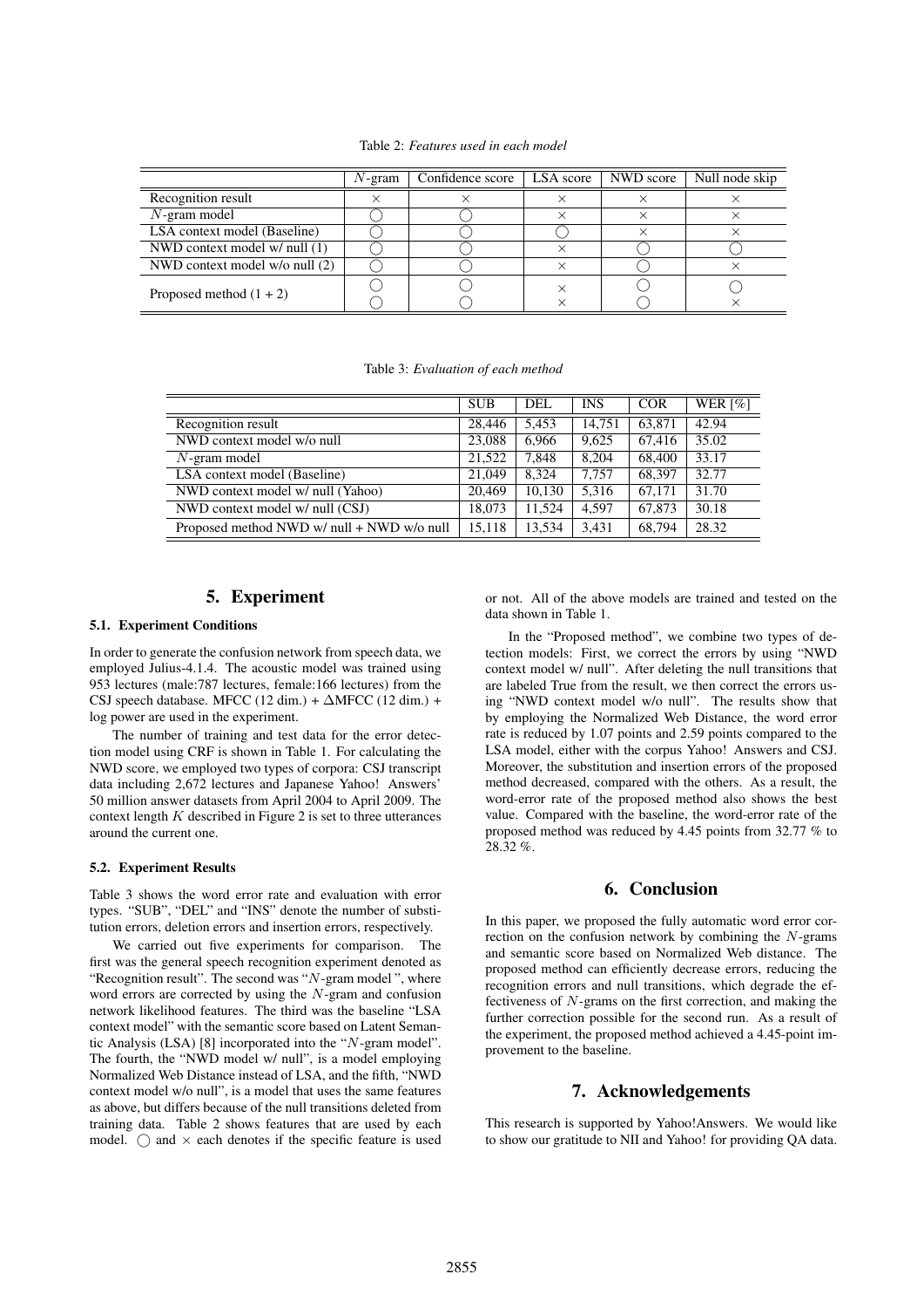Table 2: *Features used in each model*

| | $N$-gram | Confidence score | LSA score | NWD score | Null node skip |
|---|---|---|---|---|---|
| Recognition result | × | × | × | × | × |
| $N$-gram model | ◯ | ◯ | × | × | × |
| LSA context model (Baseline) | ◯ | ◯ | ◯ | × | × |
| NWD context model w/ null (1) | ◯ | ◯ | × | ◯ | ◯ |
| NWD context model w/o null (2) | ◯ | ◯ | × | ◯ | × |
| Proposed method (1 + 2) | ◯ | ◯ | × | ◯ | ◯ |
| | ◯ | ◯ | × | ◯ | × |

Table 3: *Evaluation of each method*

| | SUB | DEL | INS | COR | WER [%] |
|---|---|---|---|---|---|
| Recognition result | 28,446 | 5,453 | 14,751 | 63,871 | 42.94 |
| NWD context model w/o null | 23,088 | 6,966 | 9,625 | 67,416 | 35.02 |
| $N$-gram model | 21,522 | 7,848 | 8,204 | 68,400 | 33.17 |
| LSA context model (Baseline) | 21,049 | 8,324 | 7,757 | 68,397 | 32.77 |
| NWD context model w/ null (Yahoo) | 20,469 | 10,130 | 5,316 | 67,171 | 31.70 |
| NWD context model w/ null (CSJ) | 18,073 | 11,524 | 4,597 | 67,873 | 30.18 |
| Proposed method NWD w/ null + NWD w/o null | 15,118 | 13,534 | 3,431 | 68,794 | 28.32 |

## 5. Experiment

### 5.1. Experiment Conditions

In order to generate the confusion network from speech data, we employed Julius-4.1.4. The acoustic model was trained using 953 lectures (male:787 lectures, female:166 lectures) from the CSJ speech database. MFCC (12 dim.) + ΔMFCC (12 dim.) + log power are used in the experiment.

The number of training and test data for the error detection model using CRF is shown in Table 1. For calculating the NWD score, we employed two types of corpora: CSJ transcript data including 2,672 lectures and Japanese Yahoo! Answers' 50 million answer datasets from April 2004 to April 2009. The context length $K$ described in Figure 2 is set to three utterances around the current one.

### 5.2. Experiment Results

Table 3 shows the word error rate and evaluation with error types. "SUB", "DEL" and "INS" denote the number of substitution errors, deletion errors and insertion errors, respectively.

We carried out five experiments for comparison. The first was the general speech recognition experiment denoted as "Recognition result". The second was "$N$-gram model ", where word errors are corrected by using the $N$-gram and confusion network likelihood features. The third was the baseline "LSA context model" with the semantic score based on Latent Semantic Analysis (LSA) [8] incorporated into the "$N$-gram model". The fourth, the "NWD model w/ null", is a model employing Normalized Web Distance instead of LSA, and the fifth, "NWD context model w/o null", is a model that uses the same features as above, but differs because of the null transitions deleted from training data. Table 2 shows features that are used by each model. ◯ and × each denotes if the specific feature is used or not. All of the above models are trained and tested on the data shown in Table 1.

In the "Proposed method", we combine two types of detection models: First, we correct the errors by using "NWD context model w/ null". After deleting the null transitions that are labeled True from the result, we then correct the errors using "NWD context model w/o null". The results show that by employing the Normalized Web Distance, the word error rate is reduced by 1.07 points and 2.59 points compared to the LSA model, either with the corpus Yahoo! Answers and CSJ. Moreover, the substitution and insertion errors of the proposed method decreased, compared with the others. As a result, the word-error rate of the proposed method also shows the best value. Compared with the baseline, the word-error rate of the proposed method was reduced by 4.45 points from 32.77 % to 28.32 %.

## 6. Conclusion

In this paper, we proposed the fully automatic word error correction on the confusion network by combining the $N$-grams and semantic score based on Normalized Web distance. The proposed method can efficiently decrease errors, reducing the recognition errors and null transitions, which degrade the effectiveness of $N$-grams on the first correction, and making the further correction possible for the second run. As a result of the experiment, the proposed method achieved a 4.45-point improvement to the baseline.

## 7. Acknowledgements

This research is supported by Yahoo!Answers. We would like to show our gratitude to NII and Yahoo! for providing QA data.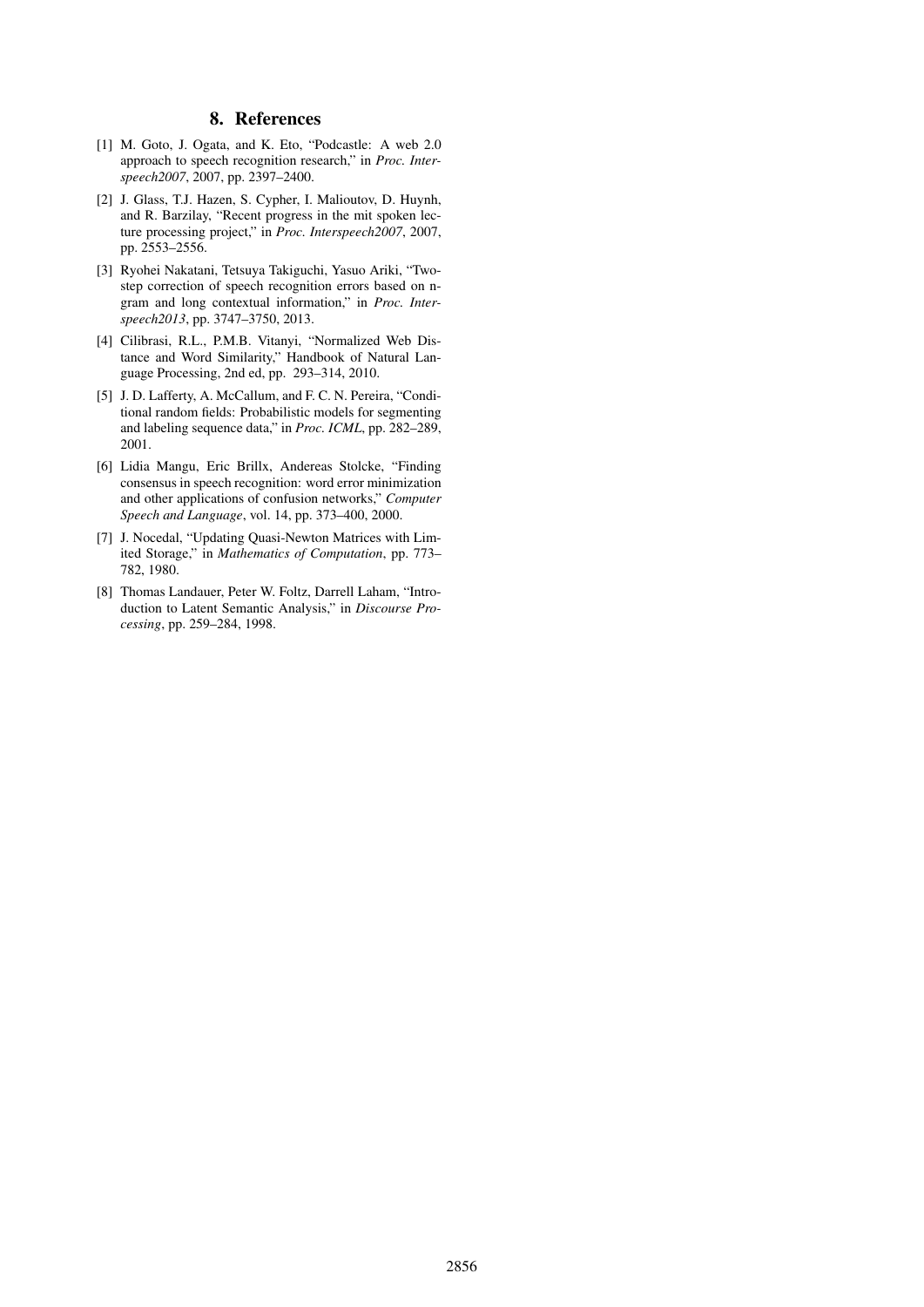## 8. References

[1] M. Goto, J. Ogata, and K. Eto, "Podcastle: A web 2.0 approach to speech recognition research," in *Proc. Interspeech2007*, 2007, pp. 2397–2400.

[2] J. Glass, T.J. Hazen, S. Cypher, I. Malioutov, D. Huynh, and R. Barzilay, "Recent progress in the mit spoken lecture processing project," in *Proc. Interspeech2007*, 2007, pp. 2553–2556.

[3] Ryohei Nakatani, Tetsuya Takiguchi, Yasuo Ariki, "Two-step correction of speech recognition errors based on n-gram and long contextual information," in *Proc. Interspeech2013*, pp. 3747–3750, 2013.

[4] Cilibrasi, R.L., P.M.B. Vitanyi, "Normalized Web Distance and Word Similarity," Handbook of Natural Language Processing, 2nd ed, pp. 293–314, 2010.

[5] J. D. Lafferty, A. McCallum, and F. C. N. Pereira, "Conditional random fields: Probabilistic models for segmenting and labeling sequence data," in *Proc. ICML*, pp. 282–289, 2001.

[6] Lidia Mangu, Eric Brillx, Andereas Stolcke, "Finding consensus in speech recognition: word error minimization and other applications of confusion networks," *Computer Speech and Language*, vol. 14, pp. 373–400, 2000.

[7] J. Nocedal, "Updating Quasi-Newton Matrices with Limited Storage," in *Mathematics of Computation*, pp. 773–782, 1980.

[8] Thomas Landauer, Peter W. Foltz, Darrell Laham, "Introduction to Latent Semantic Analysis," in *Discourse Processing*, pp. 259–284, 1998.